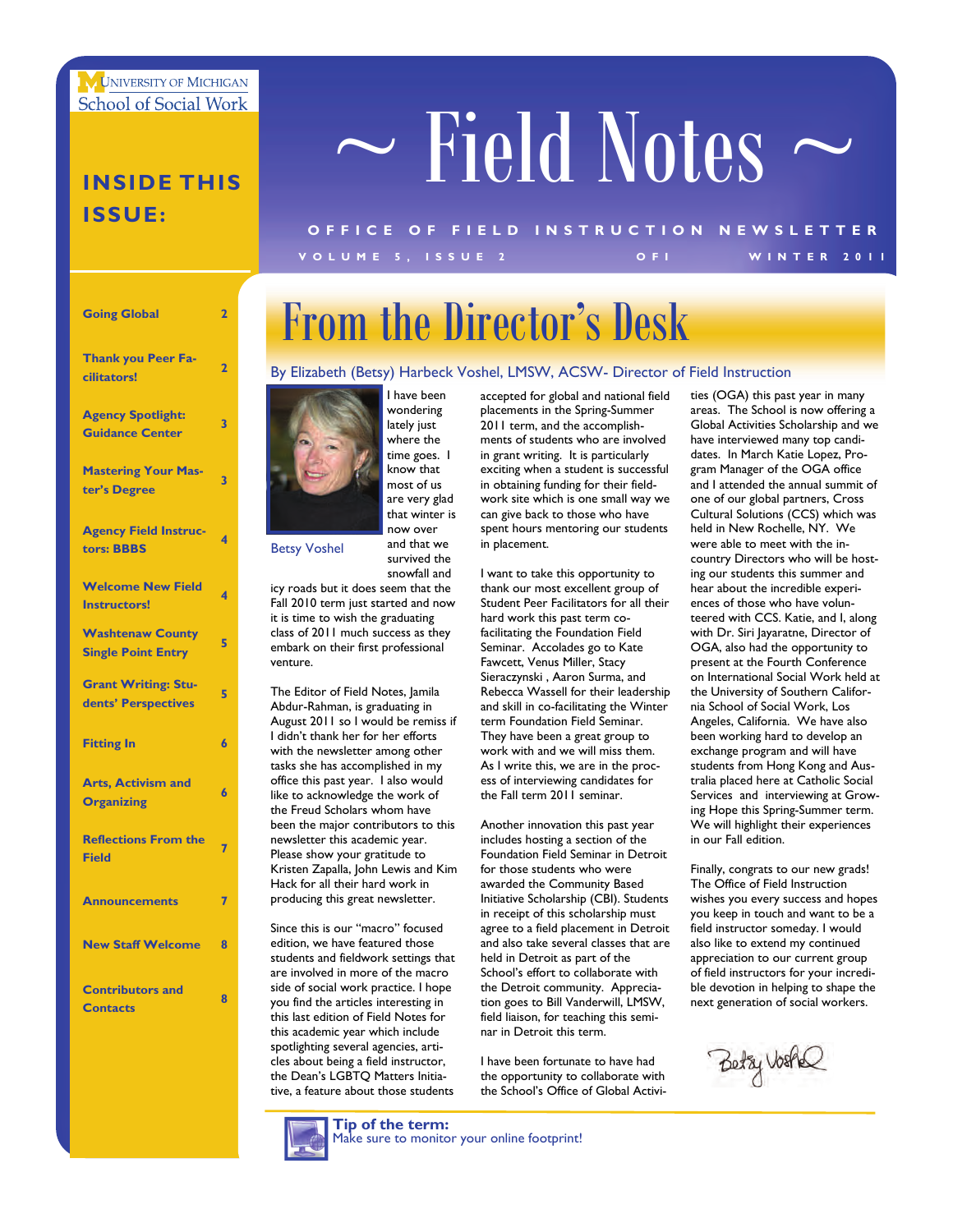University of Michigan
School of Social Work

# ~ Field Notes ~

OFFICE OF FIELD INSTRUCTION NEWSLETTER

VOLUME 5, ISSUE 2 | OFI | WINTER 2011

## INSIDE THIS ISSUE:

| | |
|---|---|
| Going Global | 2 |
| Thank you Peer Facilitators! | 2 |
| Agency Spotlight: Guidance Center | 3 |
| Mastering Your Master's Degree | 3 |
| Agency Field Instructors: BBBS | 4 |
| Welcome New Field Instructors! | 4 |
| Washtenaw County Single Point Entry | 5 |
| Grant Writing: Students' Perspectives | 5 |
| Fitting In | 6 |
| Arts, Activism and Organizing | 6 |
| Reflections From the Field | 7 |
| Announcements | 7 |
| New Staff Welcome | 8 |
| Contributors and Contacts | 8 |

# From the Director's Desk

By Elizabeth (Betsy) Harbeck Voshel, LMSW, ACSW- Director of Field Instruction

Betsy Voshel

I have been wondering lately just where the time goes. I know that most of us are very glad that winter is now over and that we survived the snowfall and icy roads but it does seem that the Fall 2010 term just started and now it is time to wish the graduating class of 2011 much success as they embark on their first professional venture.

The Editor of Field Notes, Jamila Abdur-Rahman, is graduating in August 2011 so I would be remiss if I didn't thank her for her efforts with the newsletter among other tasks she has accomplished in my office this past year. I also would like to acknowledge the work of the Freud Scholars whom have been the major contributors to this newsletter this academic year. Please show your gratitude to Kristen Zapalla, John Lewis and Kim Hack for all their hard work in producing this great newsletter.

Since this is our "macro" focused edition, we have featured those students and fieldwork settings that are involved in more of the macro side of social work practice. I hope you find the articles interesting in this last edition of Field Notes for this academic year which include spotlighting several agencies, articles about being a field instructor, the Dean's LGBTQ Matters Initiative, a feature about those students accepted for global and national field placements in the Spring-Summer 2011 term, and the accomplishments of students who are involved in grant writing. It is particularly exciting when a student is successful in obtaining funding for their fieldwork site which is one small way we can give back to those who have spent hours mentoring our students in placement.

I want to take this opportunity to thank our most excellent group of Student Peer Facilitators for all their hard work this past term co-facilitating the Foundation Field Seminar. Accolades go to Kate Fawcett, Venus Miller, Stacy Sieraczynski , Aaron Surma, and Rebecca Wassell for their leadership and skill in co-facilitating the Winter term Foundation Field Seminar. They have been a great group to work with and we will miss them. As I write this, we are in the process of interviewing candidates for the Fall term 2011 seminar.

Another innovation this past year includes hosting a section of the Foundation Field Seminar in Detroit for those students who were awarded the Community Based Initiative Scholarship (CBI). Students in receipt of this scholarship must agree to a field placement in Detroit and also take several classes that are held in Detroit as part of the School's effort to collaborate with the Detroit community. Appreciation goes to Bill Vanderwill, LMSW, field liaison, for teaching this seminar in Detroit this term.

I have been fortunate to have had the opportunity to collaborate with the School's Office of Global Activities (OGA) this past year in many areas. The School is now offering a Global Activities Scholarship and we have interviewed many top candidates. In March Katie Lopez, Program Manager of the OGA office and I attended the annual summit of one of our global partners, Cross Cultural Solutions (CCS) which was held in New Rochelle, NY. We were able to meet with the in-country Directors who will be hosting our students this summer and hear about the incredible experiences of those who have volunteered with CCS. Katie, and I, along with Dr. Siri Jayaratne, Director of OGA, also had the opportunity to present at the Fourth Conference on International Social Work held at the University of Southern California School of Social Work, Los Angeles, California. We have also been working hard to develop an exchange program and will have students from Hong Kong and Australia placed here at Catholic Social Services and interviewing at Growing Hope this Spring-Summer term. We will highlight their experiences in our Fall edition.

Finally, congrats to our new grads! The Office of Field Instruction wishes you every success and hopes you keep in touch and want to be a field instructor someday. I would also like to extend my continued appreciation to our current group of field instructors for your incredible devotion in helping to shape the next generation of social workers.

Betsy Voshel

**Tip of the term:**
Make sure to monitor your online footprint!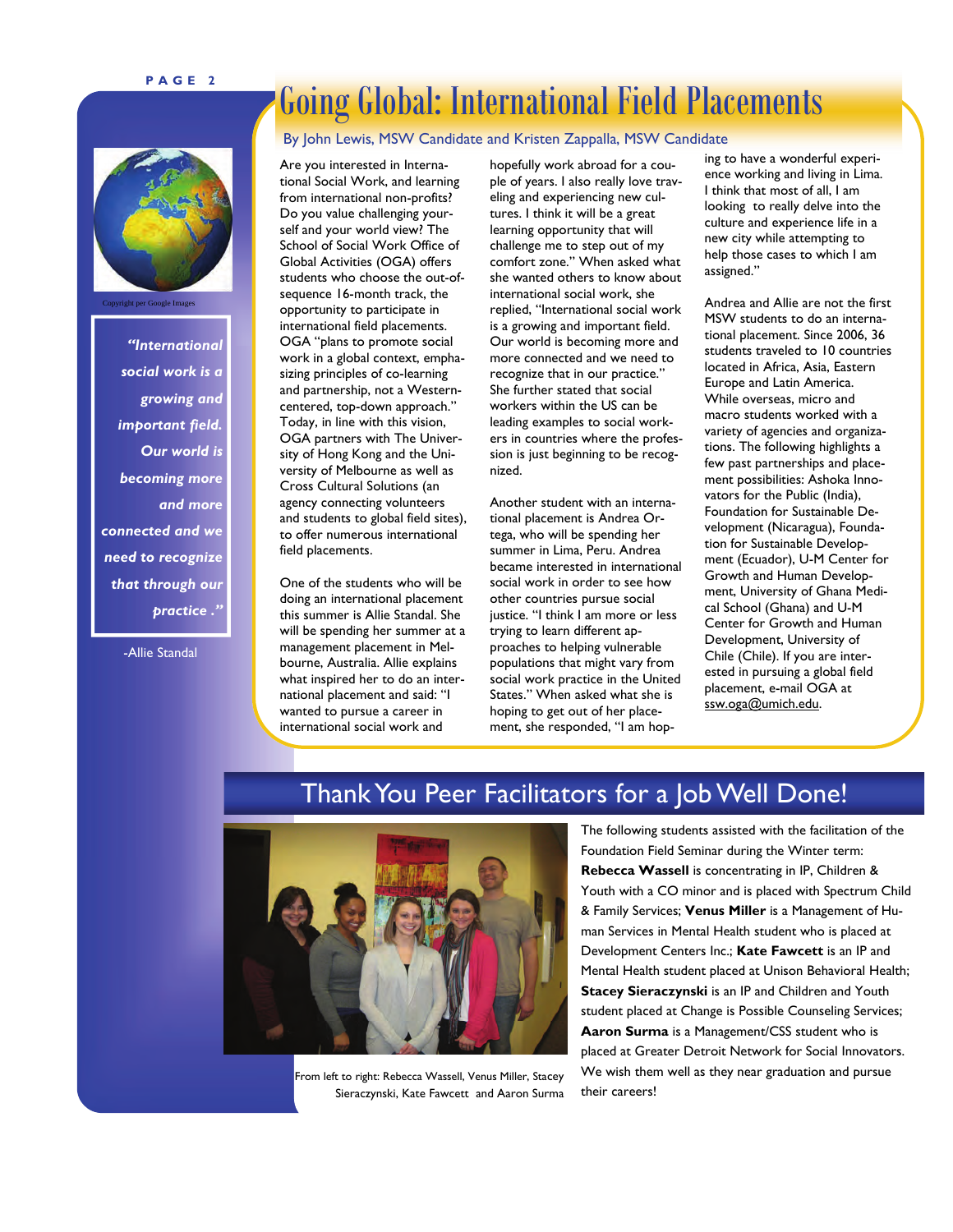# Going Global: International Field Placements

By John Lewis, MSW Candidate and Kristen Zappalla, MSW Candidate

Copyright per Google Images

> *"International social work is a growing and important field. Our world is becoming more and more connected and we need to recognize that through our practice ."*
>
> -Allie Standal

Are you interested in International Social Work, and learning from international non-profits? Do you value challenging yourself and your world view? The School of Social Work Office of Global Activities (OGA) offers students who choose the out-of-sequence 16-month track, the opportunity to participate in international field placements. OGA "plans to promote social work in a global context, emphasizing principles of co-learning and partnership, not a Western-centered, top-down approach." Today, in line with this vision, OGA partners with The University of Hong Kong and the University of Melbourne as well as Cross Cultural Solutions (an agency connecting volunteers and students to global field sites), to offer numerous international field placements.

One of the students who will be doing an international placement this summer is Allie Standal. She will be spending her summer at a management placement in Melbourne, Australia. Allie explains what inspired her to do an international placement and said: "I wanted to pursue a career in international social work and hopefully work abroad for a couple of years. I also really love traveling and experiencing new cultures. I think it will be a great learning opportunity that will challenge me to step out of my comfort zone." When asked what she wanted others to know about international social work, she replied, "International social work is a growing and important field. Our world is becoming more and more connected and we need to recognize that in our practice." She further stated that social workers within the US can be leading examples to social workers in countries where the profession is just beginning to be recognized.

Another student with an international placement is Andrea Ortega, who will be spending her summer in Lima, Peru. Andrea became interested in international social work in order to see how other countries pursue social justice. "I think I am more or less trying to learn different approaches to helping vulnerable populations that might vary from social work practice in the United States." When asked what she is hoping to get out of her placement, she responded, "I am hoping to have a wonderful experience working and living in Lima. I think that most of all, I am looking to really delve into the culture and experience life in a new city while attempting to help those cases to which I am assigned."

Andrea and Allie are not the first MSW students to do an international placement. Since 2006, 36 students traveled to 10 countries located in Africa, Asia, Eastern Europe and Latin America. While overseas, micro and macro students worked with a variety of agencies and organizations. The following highlights a few past partnerships and placement possibilities: Ashoka Innovators for the Public (India), Foundation for Sustainable Development (Nicaragua), Foundation for Sustainable Development (Ecuador), U-M Center for Growth and Human Development, University of Ghana Medical School (Ghana) and U-M Center for Growth and Human Development, University of Chile (Chile). If you are interested in pursuing a global field placement, e-mail OGA at ssw.oga@umich.edu.

## Thank You Peer Facilitators for a Job Well Done!

From left to right: Rebecca Wassell, Venus Miller, Stacey Sieraczynski, Kate Fawcett and Aaron Surma

The following students assisted with the facilitation of the Foundation Field Seminar during the Winter term: **Rebecca Wassell** is concentrating in IP, Children & Youth with a CO minor and is placed with Spectrum Child & Family Services; **Venus Miller** is a Management of Human Services in Mental Health student who is placed at Development Centers Inc.; **Kate Fawcett** is an IP and Mental Health student placed at Unison Behavioral Health; **Stacey Sieraczynski** is an IP and Children and Youth student placed at Change is Possible Counseling Services; **Aaron Surma** is a Management/CSS student who is placed at Greater Detroit Network for Social Innovators. We wish them well as they near graduation and pursue their careers!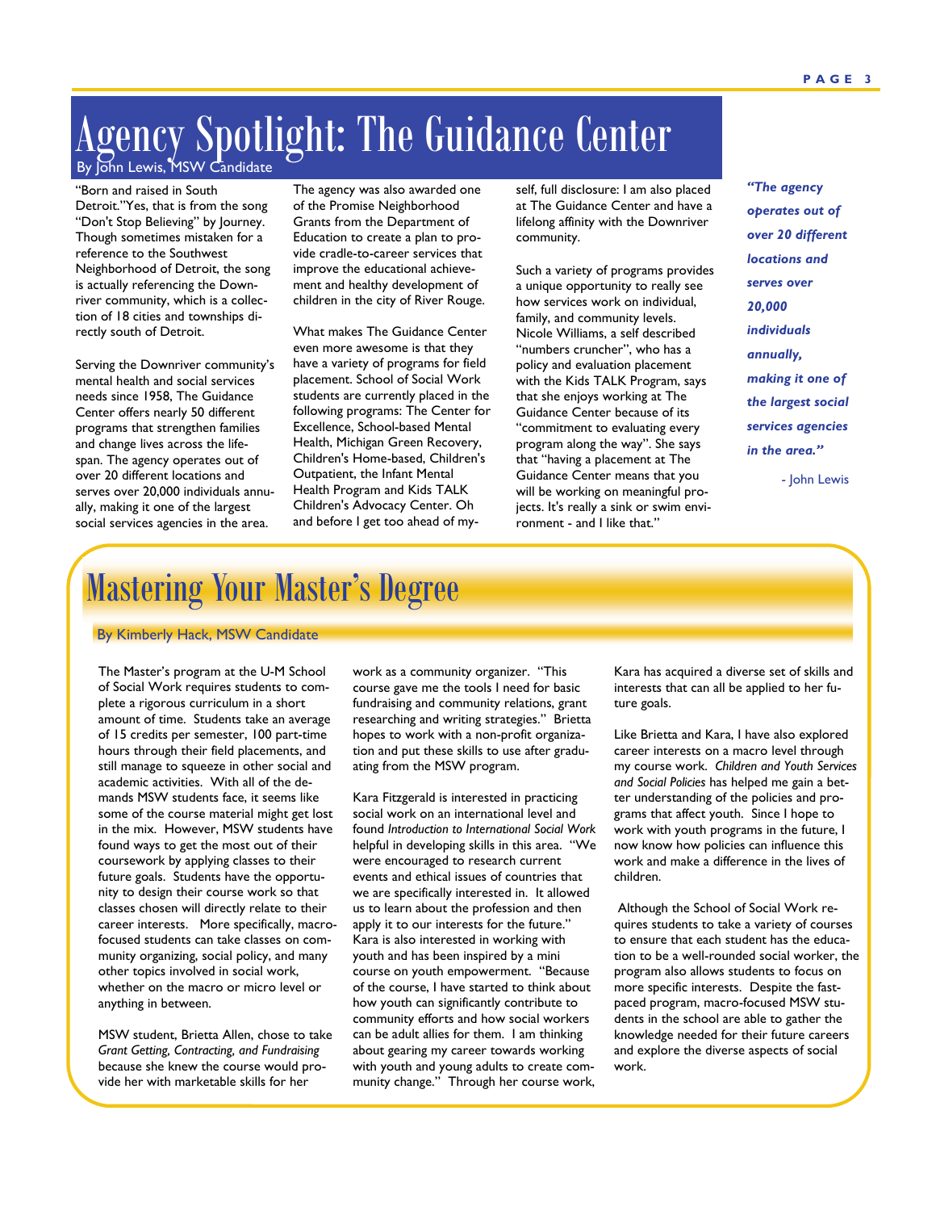# Agency Spotlight: The Guidance Center

By John Lewis, MSW Candidate

"Born and raised in South Detroit."Yes, that is from the song "Don't Stop Believing" by Journey. Though sometimes mistaken for a reference to the Southwest Neighborhood of Detroit, the song is actually referencing the Downriver community, which is a collection of 18 cities and townships directly south of Detroit.

Serving the Downriver community's mental health and social services needs since 1958, The Guidance Center offers nearly 50 different programs that strengthen families and change lives across the lifespan. The agency operates out of over 20 different locations and serves over 20,000 individuals annually, making it one of the largest social services agencies in the area.

The agency was also awarded one of the Promise Neighborhood Grants from the Department of Education to create a plan to provide cradle-to-career services that improve the educational achievement and healthy development of children in the city of River Rouge.

What makes The Guidance Center even more awesome is that they have a variety of programs for field placement. School of Social Work students are currently placed in the following programs: The Center for Excellence, School-based Mental Health, Michigan Green Recovery, Children's Home-based, Children's Outpatient, the Infant Mental Health Program and Kids TALK Children's Advocacy Center. Oh and before I get too ahead of myself, full disclosure: I am also placed at The Guidance Center and have a lifelong affinity with the Downriver community.

Such a variety of programs provides a unique opportunity to really see how services work on individual, family, and community levels. Nicole Williams, a self described "numbers cruncher", who has a policy and evaluation placement with the Kids TALK Program, says that she enjoys working at The Guidance Center because of its "commitment to evaluating every program along the way". She says that "having a placement at The Guidance Center means that you will be working on meaningful projects. It's really a sink or swim environment - and I like that."

> ***"The agency operates out of over 20 different locations and serves over 20,000 individuals annually, making it one of the largest social services agencies in the area."***
>
> \- John Lewis

# Mastering Your Master's Degree

By Kimberly Hack, MSW Candidate

The Master's program at the U-M School of Social Work requires students to complete a rigorous curriculum in a short amount of time. Students take an average of 15 credits per semester, 100 part-time hours through their field placements, and still manage to squeeze in other social and academic activities. With all of the demands MSW students face, it seems like some of the course material might get lost in the mix. However, MSW students have found ways to get the most out of their coursework by applying classes to their future goals. Students have the opportunity to design their course work so that classes chosen will directly relate to their career interests. More specifically, macro-focused students can take classes on community organizing, social policy, and many other topics involved in social work, whether on the macro or micro level or anything in between.

MSW student, Brietta Allen, chose to take *Grant Getting, Contracting, and Fundraising* because she knew the course would provide her with marketable skills for her work as a community organizer. "This course gave me the tools I need for basic fundraising and community relations, grant researching and writing strategies." Brietta hopes to work with a non-profit organization and put these skills to use after graduating from the MSW program.

Kara Fitzgerald is interested in practicing social work on an international level and found *Introduction to International Social Work* helpful in developing skills in this area. "We were encouraged to research current events and ethical issues of countries that we are specifically interested in. It allowed us to learn about the profession and then apply it to our interests for the future." Kara is also interested in working with youth and has been inspired by a mini course on youth empowerment. "Because of the course, I have started to think about how youth can significantly contribute to community efforts and how social workers can be adult allies for them. I am thinking about gearing my career towards working with youth and young adults to create community change." Through her course work, Kara has acquired a diverse set of skills and interests that can all be applied to her future goals.

Like Brietta and Kara, I have also explored career interests on a macro level through my course work. *Children and Youth Services and Social Policies* has helped me gain a better understanding of the policies and programs that affect youth. Since I hope to work with youth programs in the future, I now know how policies can influence this work and make a difference in the lives of children.

Although the School of Social Work requires students to take a variety of courses to ensure that each student has the education to be a well-rounded social worker, the program also allows students to focus on more specific interests. Despite the fast-paced program, macro-focused MSW students in the school are able to gather the knowledge needed for their future careers and explore the diverse aspects of social work.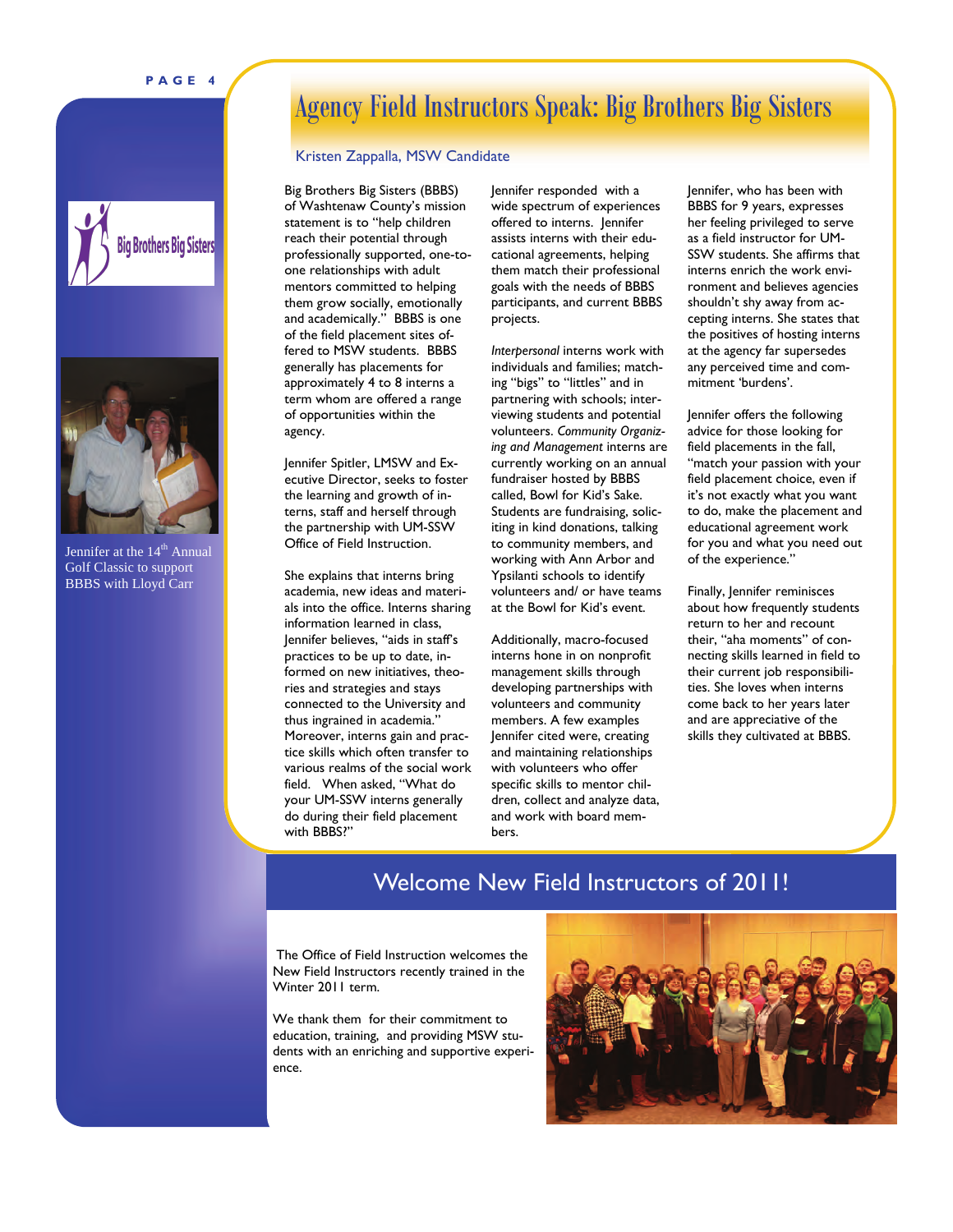# Agency Field Instructors Speak: Big Brothers Big Sisters

Kristen Zappalla, MSW Candidate

Jennifer at the 14th Annual Golf Classic to support BBBS with Lloyd Carr

Big Brothers Big Sisters (BBBS) of Washtenaw County's mission statement is to "help children reach their potential through professionally supported, one-to-one relationships with adult mentors committed to helping them grow socially, emotionally and academically." BBBS is one of the field placement sites offered to MSW students. BBBS generally has placements for approximately 4 to 8 interns a term whom are offered a range of opportunities within the agency.

Jennifer Spitler, LMSW and Executive Director, seeks to foster the learning and growth of interns, staff and herself through the partnership with UM-SSW Office of Field Instruction.

She explains that interns bring academia, new ideas and materials into the office. Interns sharing information learned in class, Jennifer believes, "aids in staff's practices to be up to date, informed on new initiatives, theories and strategies and stays connected to the University and thus ingrained in academia." Moreover, interns gain and practice skills which often transfer to various realms of the social work field. When asked, "What do your UM-SSW interns generally do during their field placement with BBBS?"

Jennifer responded with a wide spectrum of experiences offered to interns. Jennifer assists interns with their educational agreements, helping them match their professional goals with the needs of BBBS participants, and current BBBS projects.

*Interpersonal* interns work with individuals and families; matching "bigs" to "littles" and in partnering with schools; interviewing students and potential volunteers. *Community Organizing and Management* interns are currently working on an annual fundraiser hosted by BBBS called, Bowl for Kid's Sake. Students are fundraising, soliciting in kind donations, talking to community members, and working with Ann Arbor and Ypsilanti schools to identify volunteers and/ or have teams at the Bowl for Kid's event.

Additionally, macro-focused interns hone in on nonprofit management skills through developing partnerships with volunteers and community members. A few examples Jennifer cited were, creating and maintaining relationships with volunteers who offer specific skills to mentor children, collect and analyze data, and work with board members.

Jennifer, who has been with BBBS for 9 years, expresses her feeling privileged to serve as a field instructor for UM-SSW students. She affirms that interns enrich the work environment and believes agencies shouldn't shy away from accepting interns. She states that the positives of hosting interns at the agency far supersedes any perceived time and commitment 'burdens'.

Jennifer offers the following advice for those looking for field placements in the fall, "match your passion with your field placement choice, even if it's not exactly what you want to do, make the placement and educational agreement work for you and what you need out of the experience."

Finally, Jennifer reminisces about how frequently students return to her and recount their, "aha moments" of connecting skills learned in field to their current job responsibilities. She loves when interns come back to her years later and are appreciative of the skills they cultivated at BBBS.

## Welcome New Field Instructors of 2011!

The Office of Field Instruction welcomes the New Field Instructors recently trained in the Winter 2011 term.

We thank them for their commitment to education, training, and providing MSW students with an enriching and supportive experience.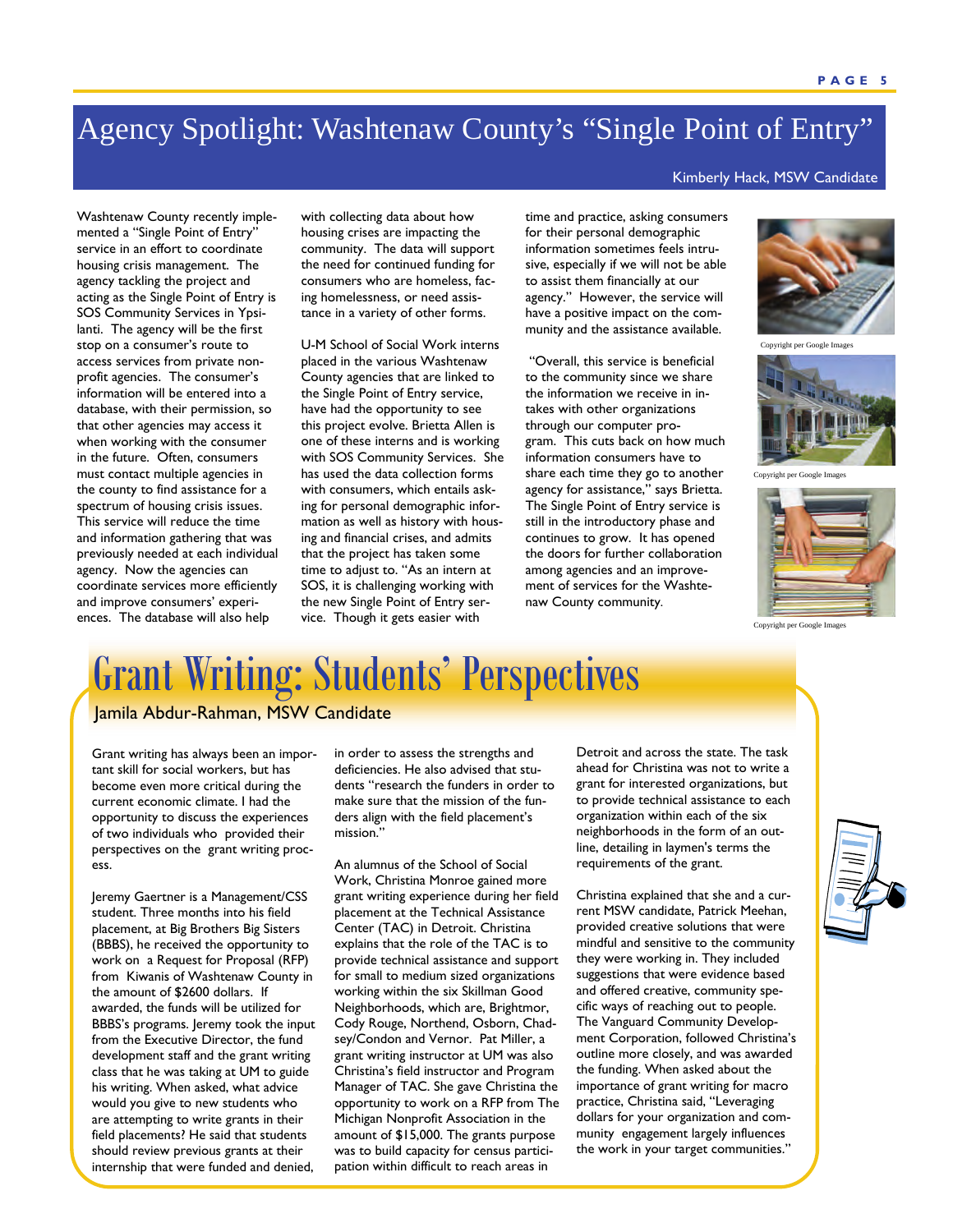# Agency Spotlight: Washtenaw County's "Single Point of Entry"

Kimberly Hack, MSW Candidate

Washtenaw County recently implemented a "Single Point of Entry" service in an effort to coordinate housing crisis management. The agency tackling the project and acting as the Single Point of Entry is SOS Community Services in Ypsilanti. The agency will be the first stop on a consumer's route to access services from private non-profit agencies. The consumer's information will be entered into a database, with their permission, so that other agencies may access it when working with the consumer in the future. Often, consumers must contact multiple agencies in the county to find assistance for a spectrum of housing crisis issues. This service will reduce the time and information gathering that was previously needed at each individual agency. Now the agencies can coordinate services more efficiently and improve consumers' experiences. The database will also help with collecting data about how housing crises are impacting the community. The data will support the need for continued funding for consumers who are homeless, facing homelessness, or need assistance in a variety of other forms.

U-M School of Social Work interns placed in the various Washtenaw County agencies that are linked to the Single Point of Entry service, have had the opportunity to see this project evolve. Brietta Allen is one of these interns and is working with SOS Community Services. She has used the data collection forms with consumers, which entails asking for personal demographic information as well as history with housing and financial crises, and admits that the project has taken some time to adjust to. "As an intern at SOS, it is challenging working with the new Single Point of Entry service. Though it gets easier with time and practice, asking consumers for their personal demographic information sometimes feels intrusive, especially if we will not be able to assist them financially at our agency." However, the service will have a positive impact on the community and the assistance available.

"Overall, this service is beneficial to the community since we share the information we receive in intakes with other organizations through our computer program. This cuts back on how much information consumers have to share each time they go to another agency for assistance," says Brietta. The Single Point of Entry service is still in the introductory phase and continues to grow. It has opened the doors for further collaboration among agencies and an improvement of services for the Washtenaw County community.

Copyright per Google Images

Copyright per Google Images

Copyright per Google Images

# Grant Writing: Students' Perspectives

Jamila Abdur-Rahman, MSW Candidate

Grant writing has always been an important skill for social workers, but has become even more critical during the current economic climate. I had the opportunity to discuss the experiences of two individuals who provided their perspectives on the grant writing process.

Jeremy Gaertner is a Management/CSS student. Three months into his field placement, at Big Brothers Big Sisters (BBBS), he received the opportunity to work on a Request for Proposal (RFP) from Kiwanis of Washtenaw County in the amount of $2600 dollars. If awarded, the funds will be utilized for BBBS's programs. Jeremy took the input from the Executive Director, the fund development staff and the grant writing class that he was taking at UM to guide his writing. When asked, what advice would you give to new students who are attempting to write grants in their field placements? He said that students should review previous grants at their internship that were funded and denied, in order to assess the strengths and deficiencies. He also advised that students "research the funders in order to make sure that the mission of the funders align with the field placement's mission."

An alumnus of the School of Social Work, Christina Monroe gained more grant writing experience during her field placement at the Technical Assistance Center (TAC) in Detroit. Christina explains that the role of the TAC is to provide technical assistance and support for small to medium sized organizations working within the six Skillman Good Neighborhoods, which are, Brightmor, Cody Rouge, Northend, Osborn, Chadsey/Condon and Vernor. Pat Miller, a grant writing instructor at UM was also Christina's field instructor and Program Manager of TAC. She gave Christina the opportunity to work on a RFP from The Michigan Nonprofit Association in the amount of $15,000. The grants purpose was to build capacity for census participation within difficult to reach areas in Detroit and across the state. The task ahead for Christina was not to write a grant for interested organizations, but to provide technical assistance to each organization within each of the six neighborhoods in the form of an outline, detailing in laymen's terms the requirements of the grant.

Christina explained that she and a current MSW candidate, Patrick Meehan, provided creative solutions that were mindful and sensitive to the community they were working in. They included suggestions that were evidence based and offered creative, community specific ways of reaching out to people. The Vanguard Community Development Corporation, followed Christina's outline more closely, and was awarded the funding. When asked about the importance of grant writing for macro practice, Christina said, "Leveraging dollars for your organization and community engagement largely influences the work in your target communities."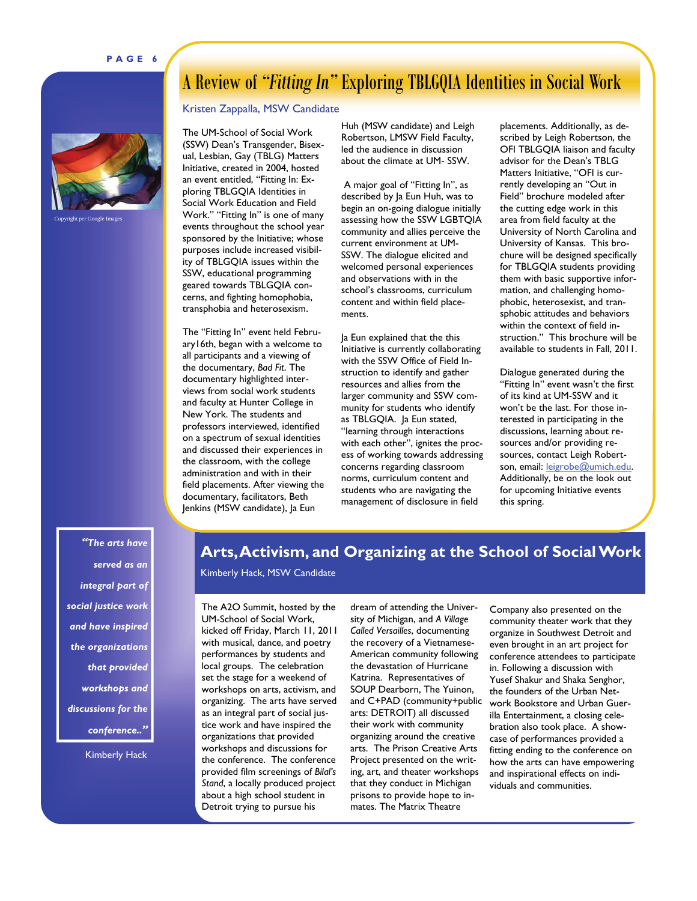# A Review of *"Fitting In"* Exploring TBLGQIA Identities in Social Work

Kristen Zappalla, MSW Candidate

Copyright per Google Images

The UM-School of Social Work (SSW) Dean's Transgender, Bisexual, Lesbian, Gay (TBLG) Matters Initiative, created in 2004, hosted an event entitled, "Fitting In: Exploring TBLGQIA Identities in Social Work Education and Field Work." "Fitting In" is one of many events throughout the school year sponsored by the Initiative; whose purposes include increased visibility of TBLGQIA issues within the SSW, educational programming geared towards TBLGQIA concerns, and fighting homophobia, transphobia and heterosexism.

The "Fitting In" event held February16th, began with a welcome to all participants and a viewing of the documentary, *Bad Fit*. The documentary highlighted interviews from social work students and faculty at Hunter College in New York. The students and professors interviewed, identified on a spectrum of sexual identities and discussed their experiences in the classroom, with the college administration and with in their field placements. After viewing the documentary, facilitators, Beth Jenkins (MSW candidate), Ja Eun Huh (MSW candidate) and Leigh Robertson, LMSW Field Faculty, led the audience in discussion about the climate at UM- SSW.

A major goal of "Fitting In", as described by Ja Eun Huh, was to begin an on-going dialogue initially assessing how the SSW LGBTQIA community and allies perceive the current environment at UM-SSW. The dialogue elicited and welcomed personal experiences and observations with in the school's classrooms, curriculum content and within field placements.

Ja Eun explained that the this Initiative is currently collaborating with the SSW Office of Field Instruction to identify and gather resources and allies from the larger community and SSW community for students who identify as TBLGQIA. Ja Eun stated, "learning through interactions with each other", ignites the process of working towards addressing concerns regarding classroom norms, curriculum content and students who are navigating the management of disclosure in field placements. Additionally, as described by Leigh Robertson, the OFI TBLGQIA liaison and faculty advisor for the Dean's TBLG Matters Initiative, "OFI is currently developing an "Out in Field" brochure modeled after the cutting edge work in this area from field faculty at the University of North Carolina and University of Kansas. This brochure will be designed specifically for TBLGQIA students providing them with basic supportive information, and challenging homophobic, heterosexist, and transphobic attitudes and behaviors within the context of field instruction." This brochure will be available to students in Fall, 2011.

Dialogue generated during the "Fitting In" event wasn't the first of its kind at UM-SSW and it won't be the last. For those interested in participating in the discussions, learning about resources and/or providing resources, contact Leigh Robertson, email: leigrobe@umich.edu. Additionally, be on the look out for upcoming Initiative events this spring.

# Arts, Activism, and Organizing at the School of Social Work

Kimberly Hack, MSW Candidate

> *"The arts have served as an integral part of social justice work and have inspired the organizations that provided workshops and discussions for the conference.."*
>
> Kimberly Hack

The A2O Summit, hosted by the UM-School of Social Work, kicked off Friday, March 11, 2011 with musical, dance, and poetry performances by students and local groups. The celebration set the stage for a weekend of workshops on arts, activism, and organizing. The arts have served as an integral part of social justice work and have inspired the organizations that provided workshops and discussions for the conference. The conference provided film screenings of *Bilal's Stand*, a locally produced project about a high school student in Detroit trying to pursue his dream of attending the University of Michigan, and *A Village Called Versailles*, documenting the recovery of a Vietnamese-American community following the devastation of Hurricane Katrina. Representatives of SOUP Dearborn, The Yuinon, and C+PAD (community+public arts: DETROIT) all discussed their work with community organizing around the creative arts. The Prison Creative Arts Project presented on the writing, art, and theater workshops that they conduct in Michigan prisons to provide hope to inmates. The Matrix Theatre Company also presented on the community theater work that they organize in Southwest Detroit and even brought in an art project for conference attendees to participate in. Following a discussion with Yusef Shakur and Shaka Senghor, the founders of the Urban Network Bookstore and Urban Guerilla Entertainment, a closing celebration also took place. A showcase of performances provided a fitting ending to the conference on how the arts can have empowering and inspirational effects on individuals and communities.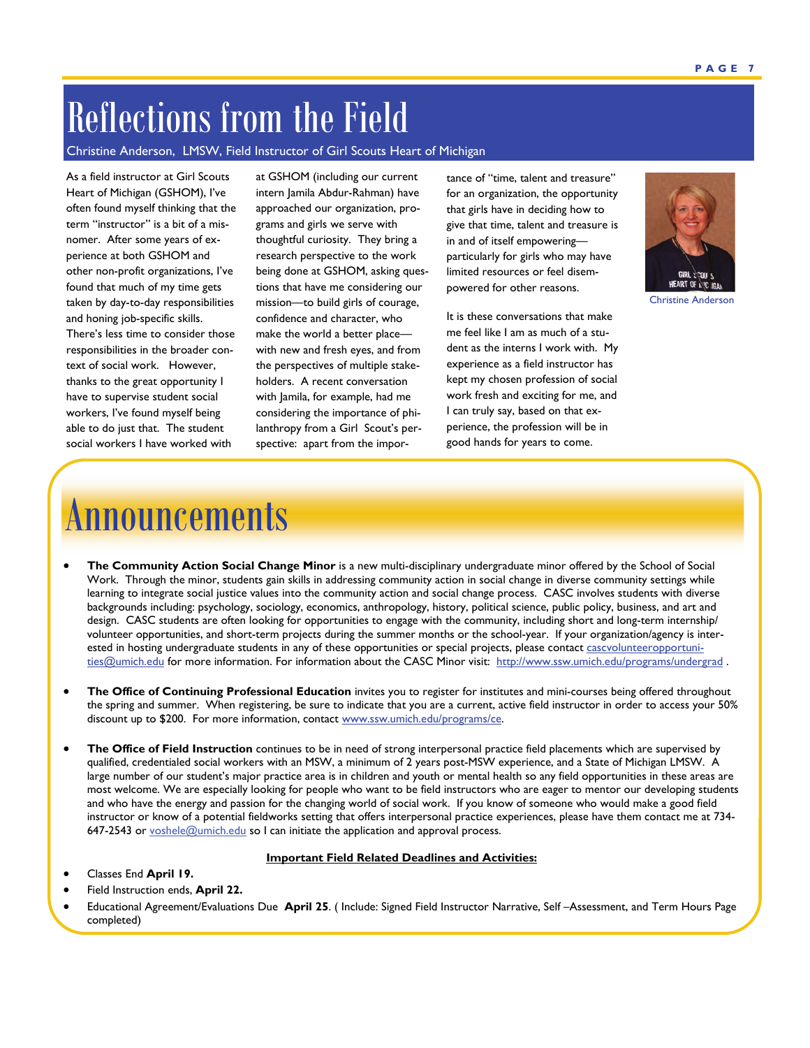# Reflections from the Field

Christine Anderson, LMSW, Field Instructor of Girl Scouts Heart of Michigan

As a field instructor at Girl Scouts Heart of Michigan (GSHOM), I've often found myself thinking that the term "instructor" is a bit of a misnomer. After some years of experience at both GSHOM and other non-profit organizations, I've found that much of my time gets taken by day-to-day responsibilities and honing job-specific skills. There's less time to consider those responsibilities in the broader context of social work. However, thanks to the great opportunity I have to supervise student social workers, I've found myself being able to do just that. The student social workers I have worked with at GSHOM (including our current intern Jamila Abdur-Rahman) have approached our organization, programs and girls we serve with thoughtful curiosity. They bring a research perspective to the work being done at GSHOM, asking questions that have me considering our mission—to build girls of courage, confidence and character, who make the world a better place—with new and fresh eyes, and from the perspectives of multiple stakeholders. A recent conversation with Jamila, for example, had me considering the importance of philanthropy from a Girl Scout's perspective: apart from the importance of "time, talent and treasure" for an organization, the opportunity that girls have in deciding how to give that time, talent and treasure is in and of itself empowering—particularly for girls who may have limited resources or feel disempowered for other reasons.

It is these conversations that make me feel like I am as much of a student as the interns I work with. My experience as a field instructor has kept my chosen profession of social work fresh and exciting for me, and I can truly say, based on that experience, the profession will be in good hands for years to come.

Christine Anderson

# Announcements

- **The Community Action Social Change Minor** is a new multi-disciplinary undergraduate minor offered by the School of Social Work. Through the minor, students gain skills in addressing community action in social change in diverse community settings while learning to integrate social justice values into the community action and social change process. CASC involves students with diverse backgrounds including: psychology, sociology, economics, anthropology, history, political science, public policy, business, and art and design. CASC students are often looking for opportunities to engage with the community, including short and long-term internship/volunteer opportunities, and short-term projects during the summer months or the school-year. If your organization/agency is interested in hosting undergraduate students in any of these opportunities or special projects, please contact cascvolunteeropportunities@umich.edu for more information. For information about the CASC Minor visit: http://www.ssw.umich.edu/programs/undergrad .

- **The Office of Continuing Professional Education** invites you to register for institutes and mini-courses being offered throughout the spring and summer. When registering, be sure to indicate that you are a current, active field instructor in order to access your 50% discount up to $200. For more information, contact www.ssw.umich.edu/programs/ce.

- **The Office of Field Instruction** continues to be in need of strong interpersonal practice field placements which are supervised by qualified, credentialed social workers with an MSW, a minimum of 2 years post-MSW experience, and a State of Michigan LMSW. A large number of our student's major practice area is in children and youth or mental health so any field opportunities in these areas are most welcome. We are especially looking for people who want to be field instructors who are eager to mentor our developing students and who have the energy and passion for the changing world of social work. If you know of someone who would make a good field instructor or know of a potential fieldworks setting that offers interpersonal practice experiences, please have them contact me at 734-647-2543 or voshele@umich.edu so I can initiate the application and approval process.

**Important Field Related Deadlines and Activities:**

- Classes End **April 19.**
- Field Instruction ends, **April 22.**
- Educational Agreement/Evaluations Due **April 25**. ( Include: Signed Field Instructor Narrative, Self –Assessment, and Term Hours Page completed)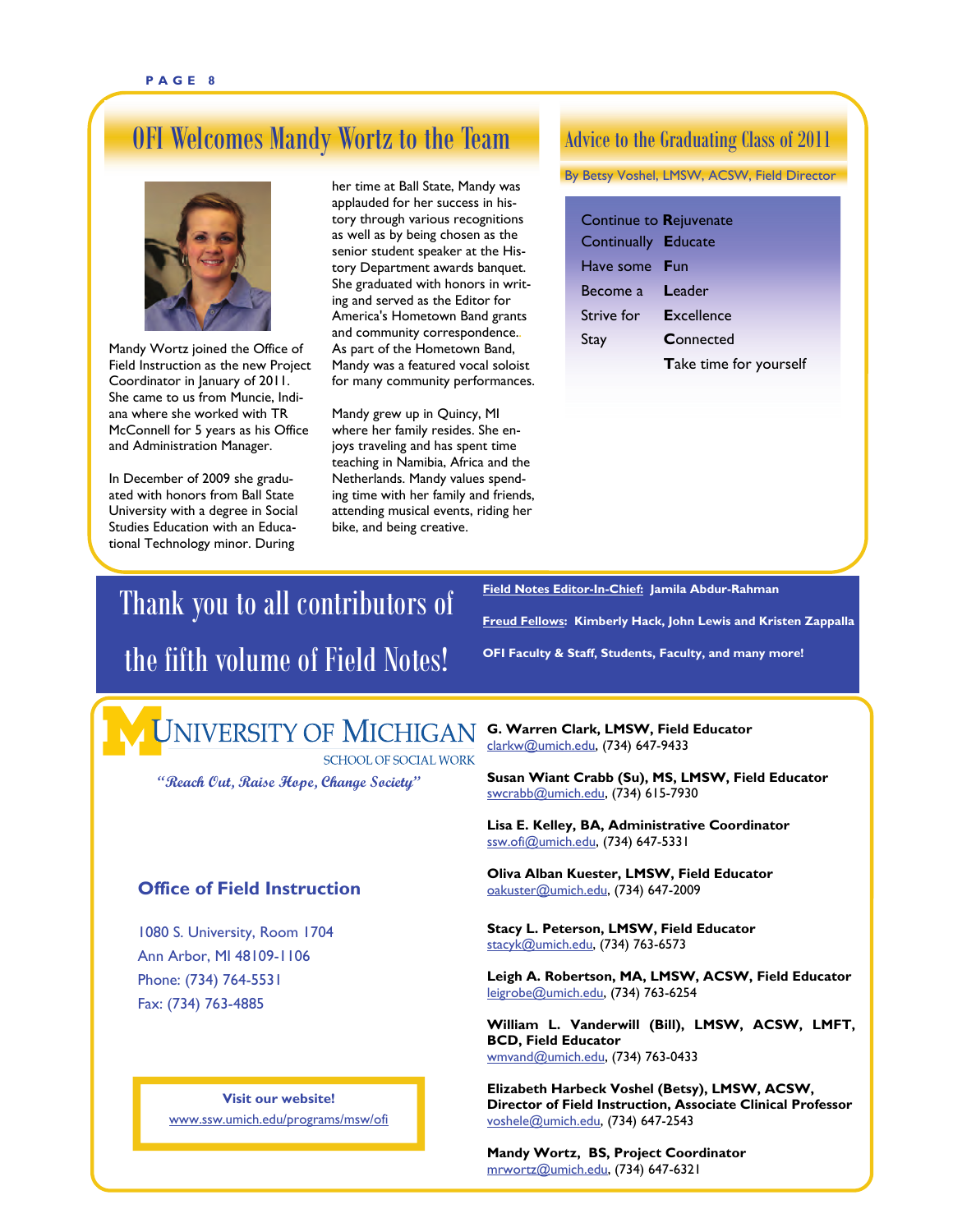## OFI Welcomes Mandy Wortz to the Team

Mandy Wortz joined the Office of Field Instruction as the new Project Coordinator in January of 2011. She came to us from Muncie, Indiana where she worked with TR McConnell for 5 years as his Office and Administration Manager.

In December of 2009 she graduated with honors from Ball State University with a degree in Social Studies Education with an Educational Technology minor. During her time at Ball State, Mandy was applauded for her success in history through various recognitions as well as by being chosen as the senior student speaker at the History Department awards banquet. She graduated with honors in writing and served as the Editor for America's Hometown Band grants and community correspondence. As part of the Hometown Band, Mandy was a featured vocal soloist for many community performances.

Mandy grew up in Quincy, MI where her family resides. She enjoys traveling and has spent time teaching in Namibia, Africa and the Netherlands. Mandy values spending time with her family and friends, attending musical events, riding her bike, and being creative.

## Advice to the Graduating Class of 2011

By Betsy Voshel, LMSW, ACSW, Field Director

Continue to **R**ejuvenate
Continually **E**ducate
Have some **F**un
Become a **L**eader
Strive for **E**xcellence
Stay **C**onnected
**T**ake time for yourself

## Thank you to all contributors of the fifth volume of Field Notes!

**Field Notes Editor-In-Chief: Jamila Abdur-Rahman**

**Freud Fellows: Kimberly Hack, John Lewis and Kristen Zappalla**

**OFI Faculty & Staff, Students, Faculty, and many more!**

University of Michigan
School of Social Work

*"Reach Out, Raise Hope, Change Society"*

### Office of Field Instruction

1080 S. University, Room 1704
Ann Arbor, MI 48109-1106
Phone: (734) 764-5531
Fax: (734) 763-4885

**Visit our website!**
www.ssw.umich.edu/programs/msw/ofi

**G. Warren Clark, LMSW, Field Educator**
clarkw@umich.edu, (734) 647-9433

**Susan Wiant Crabb (Su), MS, LMSW, Field Educator**
swcrabb@umich.edu, (734) 615-7930

**Lisa E. Kelley, BA, Administrative Coordinator**
ssw.ofi@umich.edu, (734) 647-5331

**Oliva Alban Kuester, LMSW, Field Educator**
oakuster@umich.edu, (734) 647-2009

**Stacy L. Peterson, LMSW, Field Educator**
stacyk@umich.edu, (734) 763-6573

**Leigh A. Robertson, MA, LMSW, ACSW, Field Educator**
leigrobe@umich.edu, (734) 763-6254

**William L. Vanderwill (Bill), LMSW, ACSW, LMFT, BCD, Field Educator**
wmvand@umich.edu, (734) 763-0433

**Elizabeth Harbeck Voshel (Betsy), LMSW, ACSW, Director of Field Instruction, Associate Clinical Professor**
voshele@umich.edu, (734) 647-2543

**Mandy Wortz, BS, Project Coordinator**
mrwortz@umich.edu, (734) 647-6321